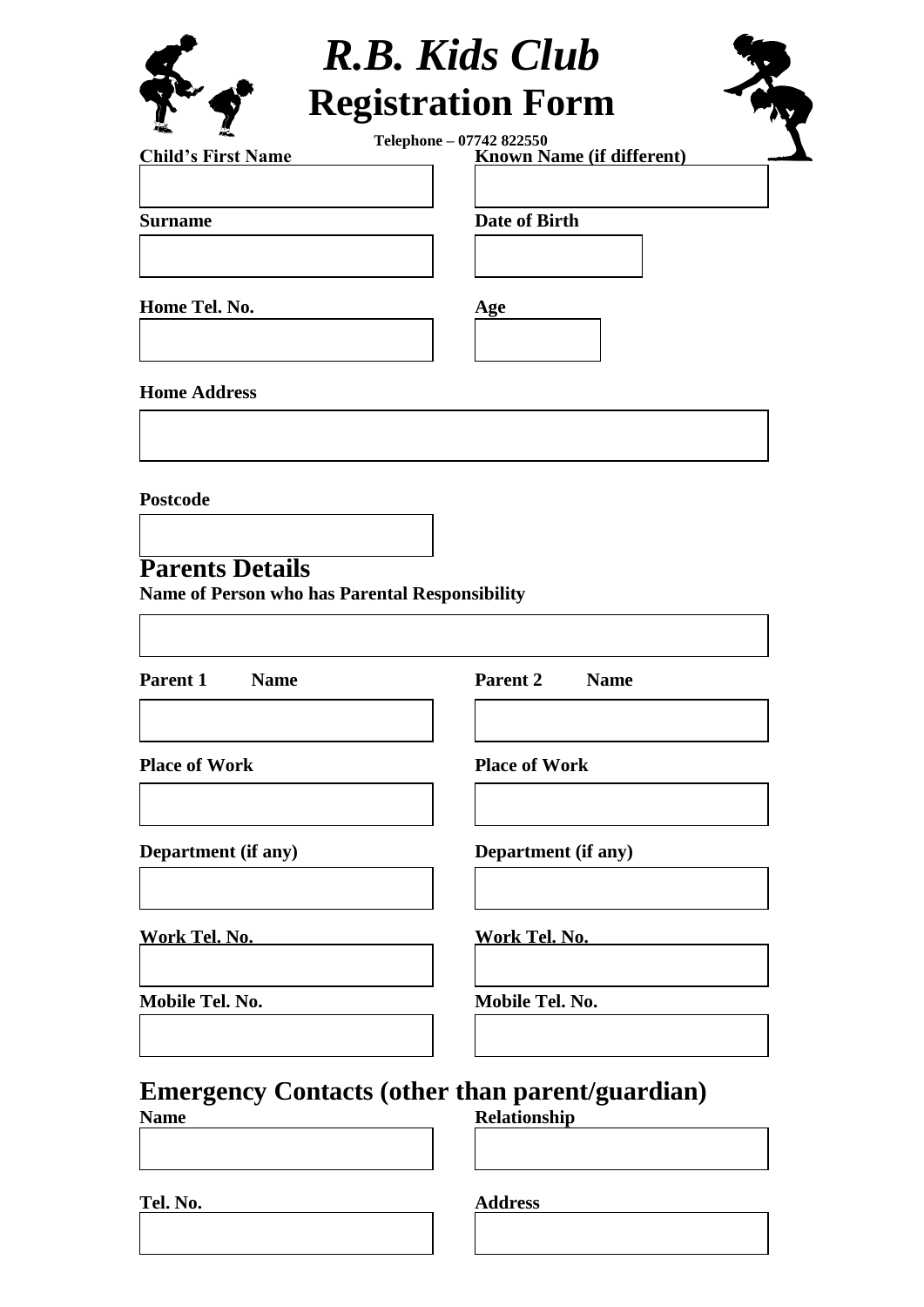# *R.B. Kids Club*
# Registration Form

**Telephone – 07742 822550**

**Child's First Name**

**Known Name (if different)**

**Surname**

**Date of Birth**

**Home Tel. No.**

**Age**

**Home Address**

**Postcode**

## Parents Details

**Name of Person who has Parental Responsibility**

**Parent 1 Name**

**Place of Work**

**Department (if any)**

**Work Tel. No.**

**Mobile Tel. No.**

**Parent 2 Name**

**Place of Work**

**Department (if any)**

**Work Tel. No.**

**Mobile Tel. No.**

## Emergency Contacts (other than parent/guardian)

**Name**

**Relationship**

**Tel. No.**

**Address**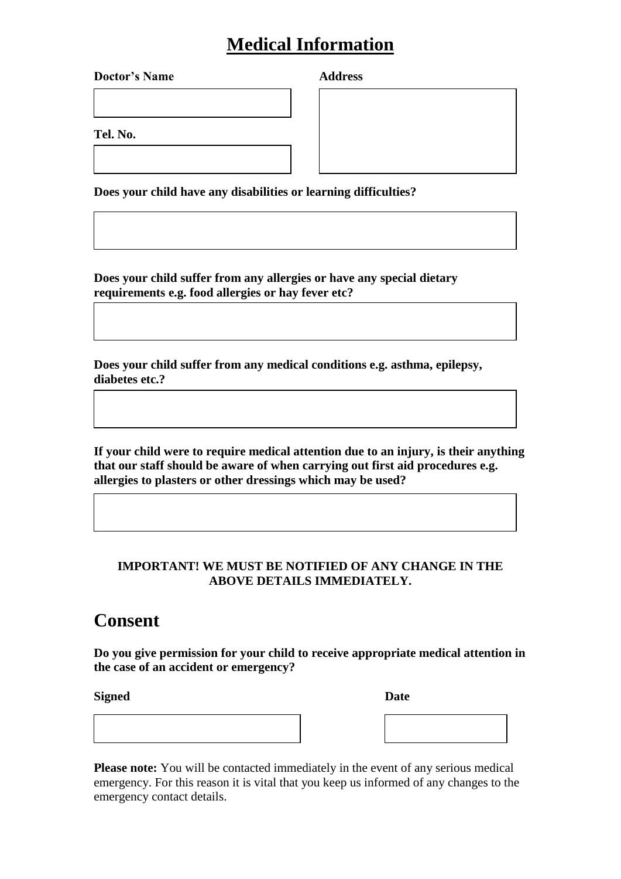# Medical Information

**Doctor's Name**

**Tel. No.**

**Address**

**Does your child have any disabilities or learning difficulties?**

**Does your child suffer from any allergies or have any special dietary requirements e.g. food allergies or hay fever etc?**

**Does your child suffer from any medical conditions e.g. asthma, epilepsy, diabetes etc.?**

**If your child were to require medical attention due to an injury, is their anything that our staff should be aware of when carrying out first aid procedures e.g. allergies to plasters or other dressings which may be used?**

**IMPORTANT! WE MUST BE NOTIFIED OF ANY CHANGE IN THE ABOVE DETAILS IMMEDIATELY.**

## Consent

**Do you give permission for your child to receive appropriate medical attention in the case of an accident or emergency?**

**Signed**

**Date**

**Please note:** You will be contacted immediately in the event of any serious medical emergency. For this reason it is vital that you keep us informed of any changes to the emergency contact details.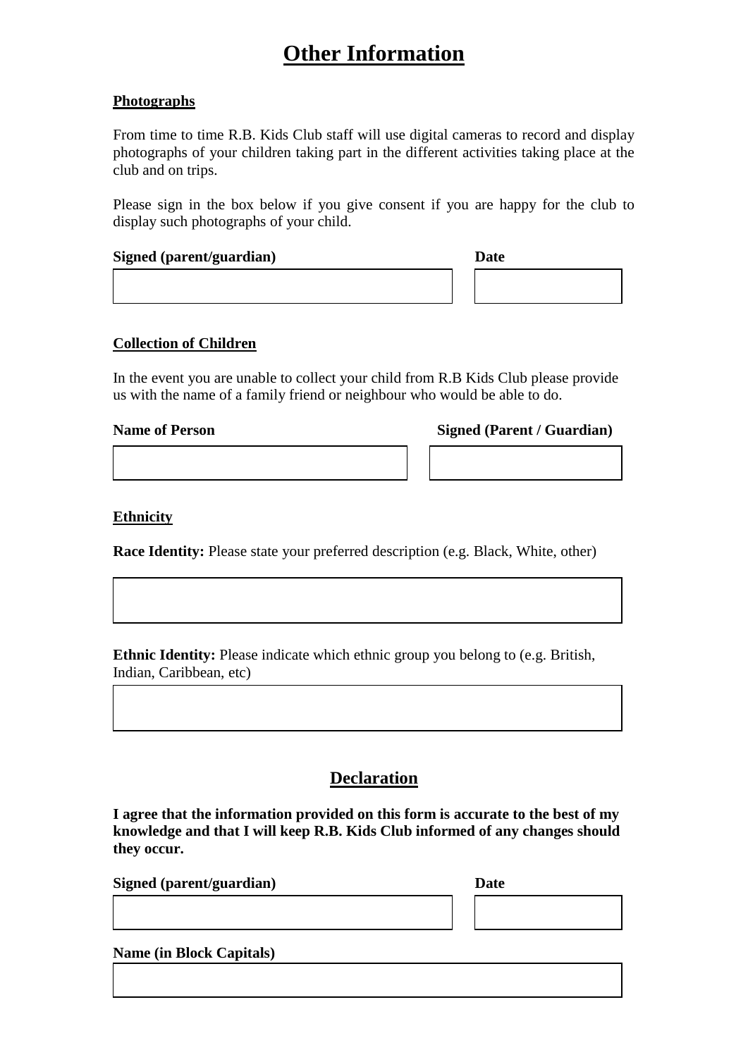# Other Information

**Photographs**

From time to time R.B. Kids Club staff will use digital cameras to record and display photographs of your children taking part in the different activities taking place at the club and on trips.

Please sign in the box below if you give consent if you are happy for the club to display such photographs of your child.

| **Signed (parent/guardian)** | **Date** |
|---|---|
| | |

**Collection of Children**

In the event you are unable to collect your child from R.B Kids Club please provide us with the name of a family friend or neighbour who would be able to do.

| **Name of Person** | **Signed (Parent / Guardian)** |
|---|---|
| | |

**Ethnicity**

**Race Identity:** Please state your preferred description (e.g. Black, White, other)

| |
|---|
| |

**Ethnic Identity:** Please indicate which ethnic group you belong to (e.g. British, Indian, Caribbean, etc)

| |
|---|
| |

## Declaration

**I agree that the information provided on this form is accurate to the best of my knowledge and that I will keep R.B. Kids Club informed of any changes should they occur.**

| **Signed (parent/guardian)** | **Date** |
|---|---|
| | |

**Name (in Block Capitals)**

| |
|---|
| |